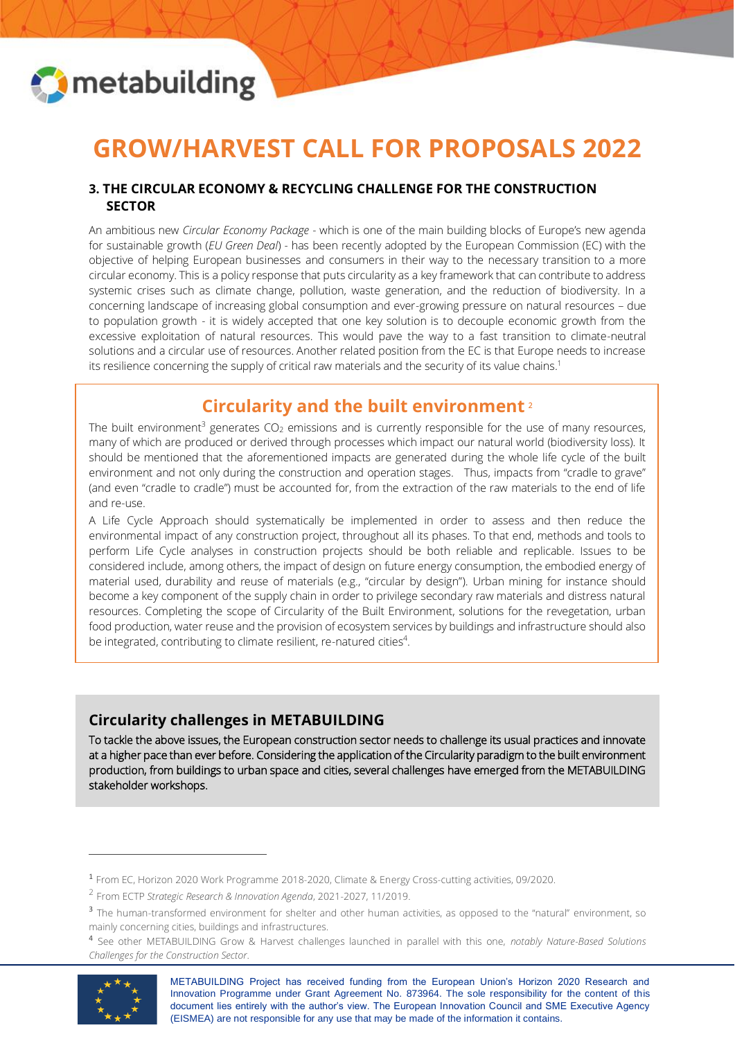# GROW/HARVEST CALL FOR PROPOSALS 2022

## 3. THE CIRCULAR ECONOMY & RECYCLING CHALLENGE FOR THE CONSTRUCTION SECTOR

An ambitious new *Circular Economy Package* - which is one of the main building blocks of Europe's new agenda for sustainable growth (*EU Green Deal*) - has been recently adopted by the European Commission (EC) with the objective of helping European businesses and consumers in their way to the necessary transition to a more circular economy. This is a policy response that puts circularity as a key framework that can contribute to address systemic crises such as climate change, pollution, waste generation, and the reduction of biodiversity. In a concerning landscape of increasing global consumption and ever-growing pressure on natural resources – due to population growth - it is widely accepted that one key solution is to decouple economic growth from the excessive exploitation of natural resources. This would pave the way to a fast transition to climate-neutral solutions and a circular use of resources. Another related position from the EC is that Europe needs to increase its resilience concerning the supply of critical raw materials and the security of its value chains.[1]

### Circularity and the built environment [2]

The built environment[3] generates $CO_2$ emissions and is currently responsible for the use of many resources, many of which are produced or derived through processes which impact our natural world (biodiversity loss). It should be mentioned that the aforementioned impacts are generated during the whole life cycle of the built environment and not only during the construction and operation stages. Thus, impacts from "cradle to grave" (and even "cradle to cradle") must be accounted for, from the extraction of the raw materials to the end of life and re-use.

A Life Cycle Approach should systematically be implemented in order to assess and then reduce the environmental impact of any construction project, throughout all its phases. To that end, methods and tools to perform Life Cycle analyses in construction projects should be both reliable and replicable. Issues to be considered include, among others, the impact of design on future energy consumption, the embodied energy of material used, durability and reuse of materials (e.g., "circular by design"). Urban mining for instance should become a key component of the supply chain in order to privilege secondary raw materials and distress natural resources. Completing the scope of Circularity of the Built Environment, solutions for the revegetation, urban food production, water reuse and the provision of ecosystem services by buildings and infrastructure should also be integrated, contributing to climate resilient, re-natured cities[4].

### Circularity challenges in METABUILDING

To tackle the above issues, the European construction sector needs to challenge its usual practices and innovate at a higher pace than ever before. Considering the application of the Circularity paradigm to the built environment production, from buildings to urban space and cities, several challenges have emerged from the METABUILDING stakeholder workshops.

---

[1] From EC, Horizon 2020 Work Programme 2018-2020, Climate & Energy Cross-cutting activities, 09/2020.

[2] From ECTP *Strategic Research & Innovation Agenda*, 2021-2027, 11/2019.

[3] The human-transformed environment for shelter and other human activities, as opposed to the "natural" environment, so mainly concerning cities, buildings and infrastructures.

[4] See other METABUILDING Grow & Harvest challenges launched in parallel with this one, *notably Nature-Based Solutions Challenges for the Construction Sector*.

METABUILDING Project has received funding from the European Union's Horizon 2020 Research and Innovation Programme under Grant Agreement No. 873964. The sole responsibility for the content of this document lies entirely with the author's view. The European Innovation Council and SME Executive Agency (EISMEA) are not responsible for any use that may be made of the information it contains.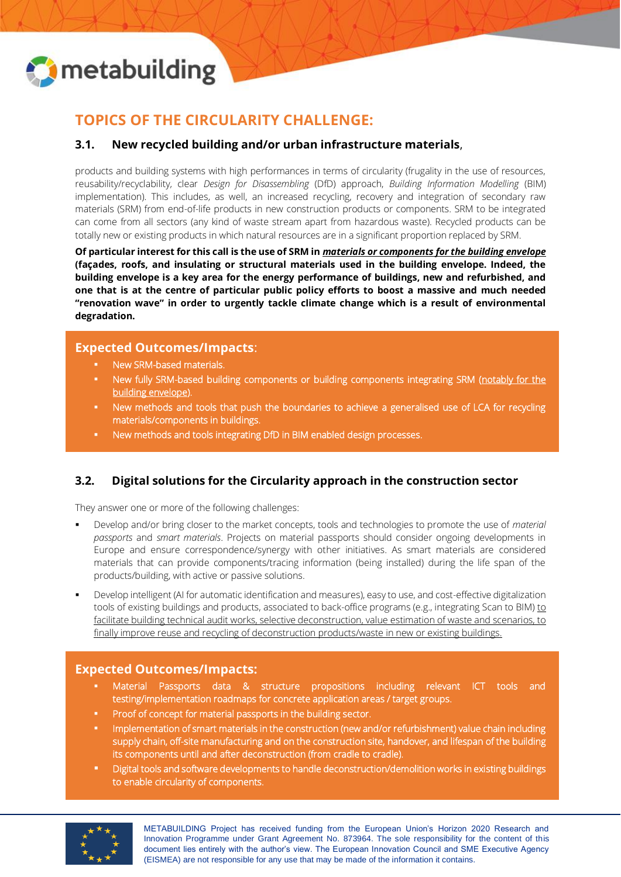## TOPICS OF THE CIRCULARITY CHALLENGE:

### 3.1. New recycled building and/or urban infrastructure materials,

products and building systems with high performances in terms of circularity (frugality in the use of resources, reusability/recyclability, clear *Design for Disassembling* (DfD) approach, *Building Information Modelling* (BIM) implementation). This includes, as well, an increased recycling, recovery and integration of secondary raw materials (SRM) from end-of-life products in new construction products or components. SRM to be integrated can come from all sectors (any kind of waste stream apart from hazardous waste). Recycled products can be totally new or existing products in which natural resources are in a significant proportion replaced by SRM.

**Of particular interest for this call is the use of SRM in *materials or components for the building envelope* (façades, roofs, and insulating or structural materials used in the building envelope. Indeed, the building envelope is a key area for the energy performance of buildings, new and refurbished, and one that is at the centre of particular public policy efforts to boost a massive and much needed "renovation wave" in order to urgently tackle climate change which is a result of environmental degradation.**

#### Expected Outcomes/Impacts:

- New SRM-based materials.
- New fully SRM-based building components or building components integrating SRM (notably for the building envelope).
- New methods and tools that push the boundaries to achieve a generalised use of LCA for recycling materials/components in buildings.
- New methods and tools integrating DfD in BIM enabled design processes.

### 3.2. Digital solutions for the Circularity approach in the construction sector

They answer one or more of the following challenges:

- Develop and/or bring closer to the market concepts, tools and technologies to promote the use of *material passports* and *smart materials*. Projects on material passports should consider ongoing developments in Europe and ensure correspondence/synergy with other initiatives. As smart materials are considered materials that can provide components/tracing information (being installed) during the life span of the products/building, with active or passive solutions.
- Develop intelligent (AI for automatic identification and measures), easy to use, and cost-effective digitalization tools of existing buildings and products, associated to back-office programs (e.g., integrating Scan to BIM) to facilitate building technical audit works, selective deconstruction, value estimation of waste and scenarios, to finally improve reuse and recycling of deconstruction products/waste in new or existing buildings.

#### Expected Outcomes/Impacts:

- Material Passports data & structure propositions including relevant ICT tools and testing/implementation roadmaps for concrete application areas / target groups.
- Proof of concept for material passports in the building sector.
- Implementation of smart materials in the construction (new and/or refurbishment) value chain including supply chain, off-site manufacturing and on the construction site, handover, and lifespan of the building its components until and after deconstruction (from cradle to cradle).
- Digital tools and software developments to handle deconstruction/demolition works in existing buildings to enable circularity of components.

METABUILDING Project has received funding from the European Union's Horizon 2020 Research and Innovation Programme under Grant Agreement No. 873964. The sole responsibility for the content of this document lies entirely with the author's view. The European Innovation Council and SME Executive Agency (EISMEA) are not responsible for any use that may be made of the information it contains.